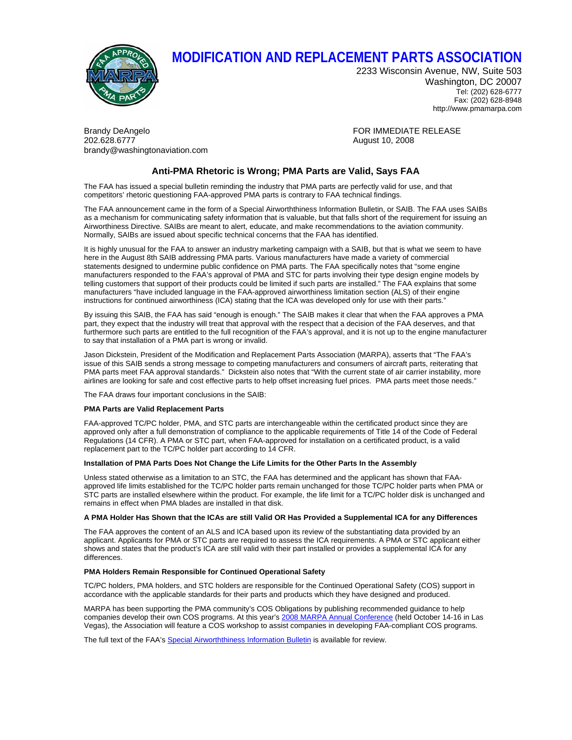# MODIFICATION AND REPLACEMENT PARTS ASSOCIATION

2233 Wisconsin Avenue, NW, Suite 503
Washington, DC 20007
Tel: (202) 628-6777
Fax: (202) 628-8948
http://www.pmamarpa.com

Brandy DeAngelo
202.628.6777
brandy@washingtonaviation.com

FOR IMMEDIATE RELEASE
August 10, 2008

## Anti-PMA Rhetoric is Wrong; PMA Parts are Valid, Says FAA

The FAA has issued a special bulletin reminding the industry that PMA parts are perfectly valid for use, and that competitors' rhetoric questioning FAA-approved PMA parts is contrary to FAA technical findings.

The FAA announcement came in the form of a Special Airworthiness Information Bulletin, or SAIB. The FAA uses SAIBs as a mechanism for communicating safety information that is valuable, but that falls short of the requirement for issuing an Airworthiness Directive. SAIBs are meant to alert, educate, and make recommendations to the aviation community. Normally, SAIBs are issued about specific technical concerns that the FAA has identified.

It is highly unusual for the FAA to answer an industry marketing campaign with a SAIB, but that is what we seem to have here in the August 8th SAIB addressing PMA parts. Various manufacturers have made a variety of commercial statements designed to undermine public confidence on PMA parts. The FAA specifically notes that "some engine manufacturers responded to the FAA's approval of PMA and STC for parts involving their type design engine models by telling customers that support of their products could be limited if such parts are installed." The FAA explains that some manufacturers "have included language in the FAA-approved airworthiness limitation section (ALS) of their engine instructions for continued airworthiness (ICA) stating that the ICA was developed only for use with their parts."

By issuing this SAIB, the FAA has said "enough is enough." The SAIB makes it clear that when the FAA approves a PMA part, they expect that the industry will treat that approval with the respect that a decision of the FAA deserves, and that furthermore such parts are entitled to the full recognition of the FAA's approval, and it is not up to the engine manufacturer to say that installation of a PMA part is wrong or invalid.

Jason Dickstein, President of the Modification and Replacement Parts Association (MARPA), asserts that "The FAA's issue of this SAIB sends a strong message to competing manufacturers and consumers of aircraft parts, reiterating that PMA parts meet FAA approval standards." Dickstein also notes that "With the current state of air carrier instability, more airlines are looking for safe and cost effective parts to help offset increasing fuel prices. PMA parts meet those needs."

The FAA draws four important conclusions in the SAIB:

**PMA Parts are Valid Replacement Parts**

FAA-approved TC/PC holder, PMA, and STC parts are interchangeable within the certificated product since they are approved only after a full demonstration of compliance to the applicable requirements of Title 14 of the Code of Federal Regulations (14 CFR). A PMA or STC part, when FAA-approved for installation on a certificated product, is a valid replacement part to the TC/PC holder part according to 14 CFR.

**Installation of PMA Parts Does Not Change the Life Limits for the Other Parts In the Assembly**

Unless stated otherwise as a limitation to an STC, the FAA has determined and the applicant has shown that FAA-approved life limits established for the TC/PC holder parts remain unchanged for those TC/PC holder parts when PMA or STC parts are installed elsewhere within the product. For example, the life limit for a TC/PC holder disk is unchanged and remains in effect when PMA blades are installed in that disk.

**A PMA Holder Has Shown that the ICAs are still Valid OR Has Provided a Supplemental ICA for any Differences**

The FAA approves the content of an ALS and ICA based upon its review of the substantiating data provided by an applicant. Applicants for PMA or STC parts are required to assess the ICA requirements. A PMA or STC applicant either shows and states that the product's ICA are still valid with their part installed or provides a supplemental ICA for any differences.

**PMA Holders Remain Responsible for Continued Operational Safety**

TC/PC holders, PMA holders, and STC holders are responsible for the Continued Operational Safety (COS) support in accordance with the applicable standards for their parts and products which they have designed and produced.

MARPA has been supporting the PMA community's COS Obligations by publishing recommended guidance to help companies develop their own COS programs. At this year's 2008 MARPA Annual Conference (held October 14-16 in Las Vegas), the Association will feature a COS workshop to assist companies in developing FAA-compliant COS programs.

The full text of the FAA's Special Airworthiness Information Bulletin is available for review.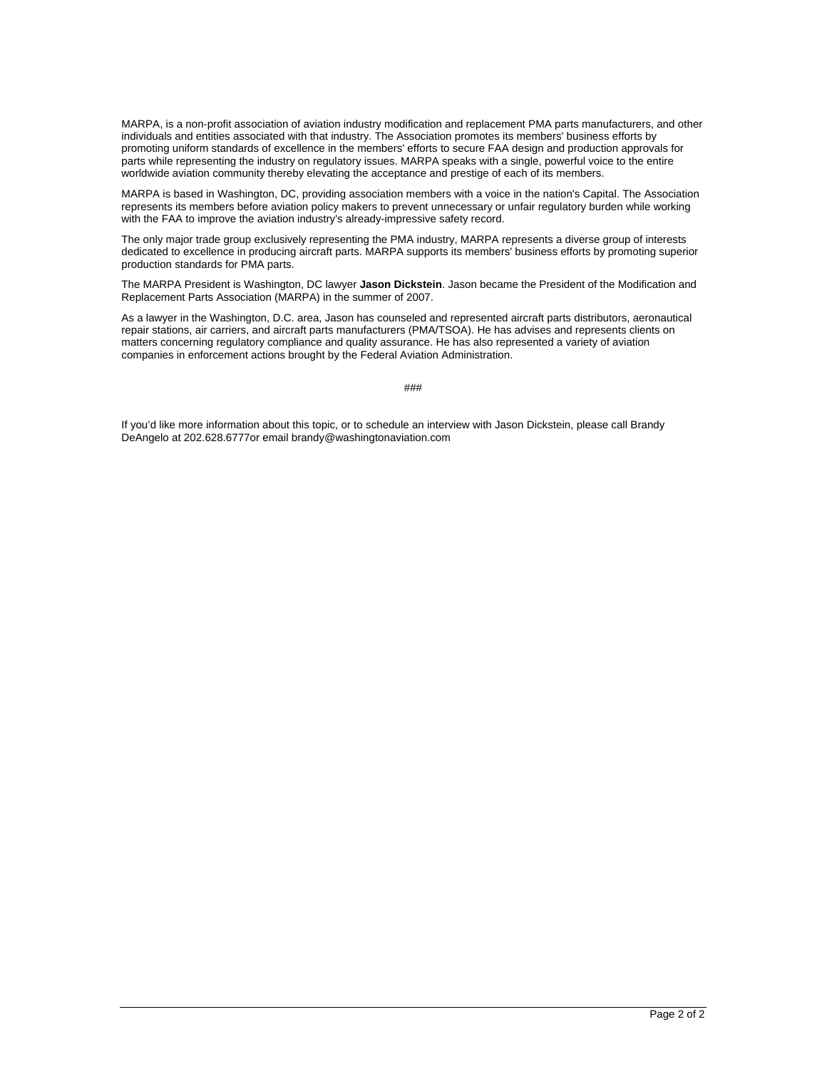MARPA, is a non-profit association of aviation industry modification and replacement PMA parts manufacturers, and other individuals and entities associated with that industry. The Association promotes its members' business efforts by promoting uniform standards of excellence in the members' efforts to secure FAA design and production approvals for parts while representing the industry on regulatory issues. MARPA speaks with a single, powerful voice to the entire worldwide aviation community thereby elevating the acceptance and prestige of each of its members.

MARPA is based in Washington, DC, providing association members with a voice in the nation's Capital. The Association represents its members before aviation policy makers to prevent unnecessary or unfair regulatory burden while working with the FAA to improve the aviation industry's already-impressive safety record.

The only major trade group exclusively representing the PMA industry, MARPA represents a diverse group of interests dedicated to excellence in producing aircraft parts. MARPA supports its members' business efforts by promoting superior production standards for PMA parts.

The MARPA President is Washington, DC lawyer **Jason Dickstein**. Jason became the President of the Modification and Replacement Parts Association (MARPA) in the summer of 2007.

As a lawyer in the Washington, D.C. area, Jason has counseled and represented aircraft parts distributors, aeronautical repair stations, air carriers, and aircraft parts manufacturers (PMA/TSOA). He has advises and represents clients on matters concerning regulatory compliance and quality assurance. He has also represented a variety of aviation companies in enforcement actions brought by the Federal Aviation Administration.

###

If you'd like more information about this topic, or to schedule an interview with Jason Dickstein, please call Brandy DeAngelo at 202.628.6777or email brandy@washingtonaviation.com